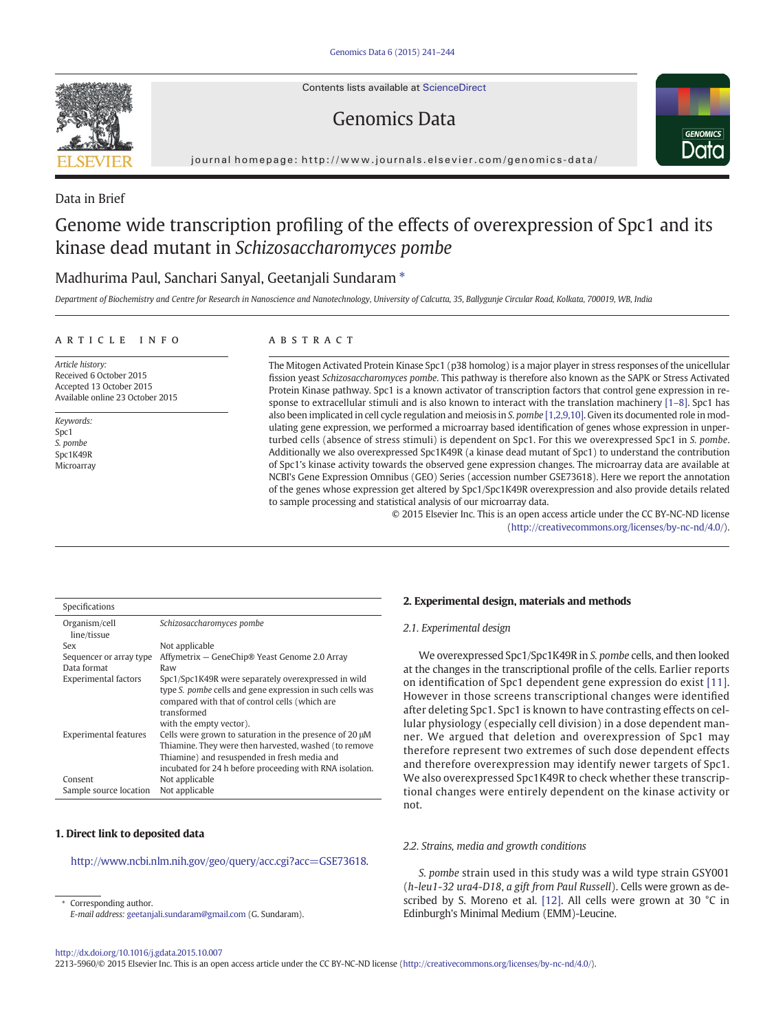Data in Brief

# Genome wide transcription profiling of the effects of overexpression of Spc1 and its kinase dead mutant in *Schizosaccharomyces pombe*

Madhurima Paul, Sanchari Sanyal, Geetanjali Sundaram *

*Department of Biochemistry and Centre for Research in Nanoscience and Nanotechnology, University of Calcutta, 35, Ballygunje Circular Road, Kolkata, 700019, WB, India*

## ARTICLE INFO

*Article history:*
Received 6 October 2015
Accepted 13 October 2015
Available online 23 October 2015

*Keywords:*
Spc1
*S. pombe*
Spc1K49R
Microarray

## ABSTRACT

The Mitogen Activated Protein Kinase Spc1 (p38 homolog) is a major player in stress responses of the unicellular fission yeast *Schizosaccharomyces pombe*. This pathway is therefore also known as the SAPK or Stress Activated Protein Kinase pathway. Spc1 is a known activator of transcription factors that control gene expression in response to extracellular stimuli and is also known to interact with the translation machinery [1–8]. Spc1 has also been implicated in cell cycle regulation and meiosis in *S. pombe* [1,2,9,10]. Given its documented role in modulating gene expression, we performed a microarray based identification of genes whose expression in unperturbed cells (absence of stress stimuli) is dependent on Spc1. For this we overexpressed Spc1 in *S. pombe*. Additionally we also overexpressed Spc1K49R (a kinase dead mutant of Spc1) to understand the contribution of Spc1's kinase activity towards the observed gene expression changes. The microarray data are available at NCBI's Gene Expression Omnibus (GEO) Series (accession number GSE73618). Here we report the annotation of the genes whose expression get altered by Spc1/Spc1K49R overexpression and also provide details related to sample processing and statistical analysis of our microarray data.

© 2015 Elsevier Inc. This is an open access article under the CC BY-NC-ND license (http://creativecommons.org/licenses/by-nc-nd/4.0/).

| Specifications | |
|---|---|
| Organism/cell line/tissue | *Schizosaccharomyces pombe* |
| Sex | Not applicable |
| Sequencer or array type | Affymetrix — GeneChip® Yeast Genome 2.0 Array |
| Data format | Raw |
| Experimental factors | Spc1/Spc1K49R were separately overexpressed in wild type *S. pombe* cells and gene expression in such cells was compared with that of control cells (which are transformed with the empty vector). |
| Experimental features | Cells were grown to saturation in the presence of 20 μM Thiamine. They were then harvested, washed (to remove Thiamine) and resuspended in fresh media and incubated for 24 h before proceeding with RNA isolation. |
| Consent | Not applicable |
| Sample source location | Not applicable |

## 1. Direct link to deposited data

http://www.ncbi.nlm.nih.gov/geo/query/acc.cgi?acc=GSE73618.

## 2. Experimental design, materials and methods

### 2.1. Experimental design

We overexpressed Spc1/Spc1K49R in *S. pombe* cells, and then looked at the changes in the transcriptional profile of the cells. Earlier reports on identification of Spc1 dependent gene expression do exist [11]. However in those screens transcriptional changes were identified after deleting Spc1. Spc1 is known to have contrasting effects on cellular physiology (especially cell division) in a dose dependent manner. We argued that deletion and overexpression of Spc1 may therefore represent two extremes of such dose dependent effects and therefore overexpression may identify newer targets of Spc1. We also overexpressed Spc1K49R to check whether these transcriptional changes were entirely dependent on the kinase activity or not.

### 2.2. Strains, media and growth conditions

*S. pombe* strain used in this study was a wild type strain GSY001 (*h-leu1-32 ura4-D18, a gift from Paul Russell*). Cells were grown as described by S. Moreno et al. [12]. All cells were grown at 30 °C in Edinburgh's Minimal Medium (EMM)-Leucine.

* Corresponding author.
*E-mail address:* geetanjali.sundaram@gmail.com (G. Sundaram).

http://dx.doi.org/10.1016/j.gdata.2015.10.007
2213-5960/© 2015 Elsevier Inc. This is an open access article under the CC BY-NC-ND license (http://creativecommons.org/licenses/by-nc-nd/4.0/).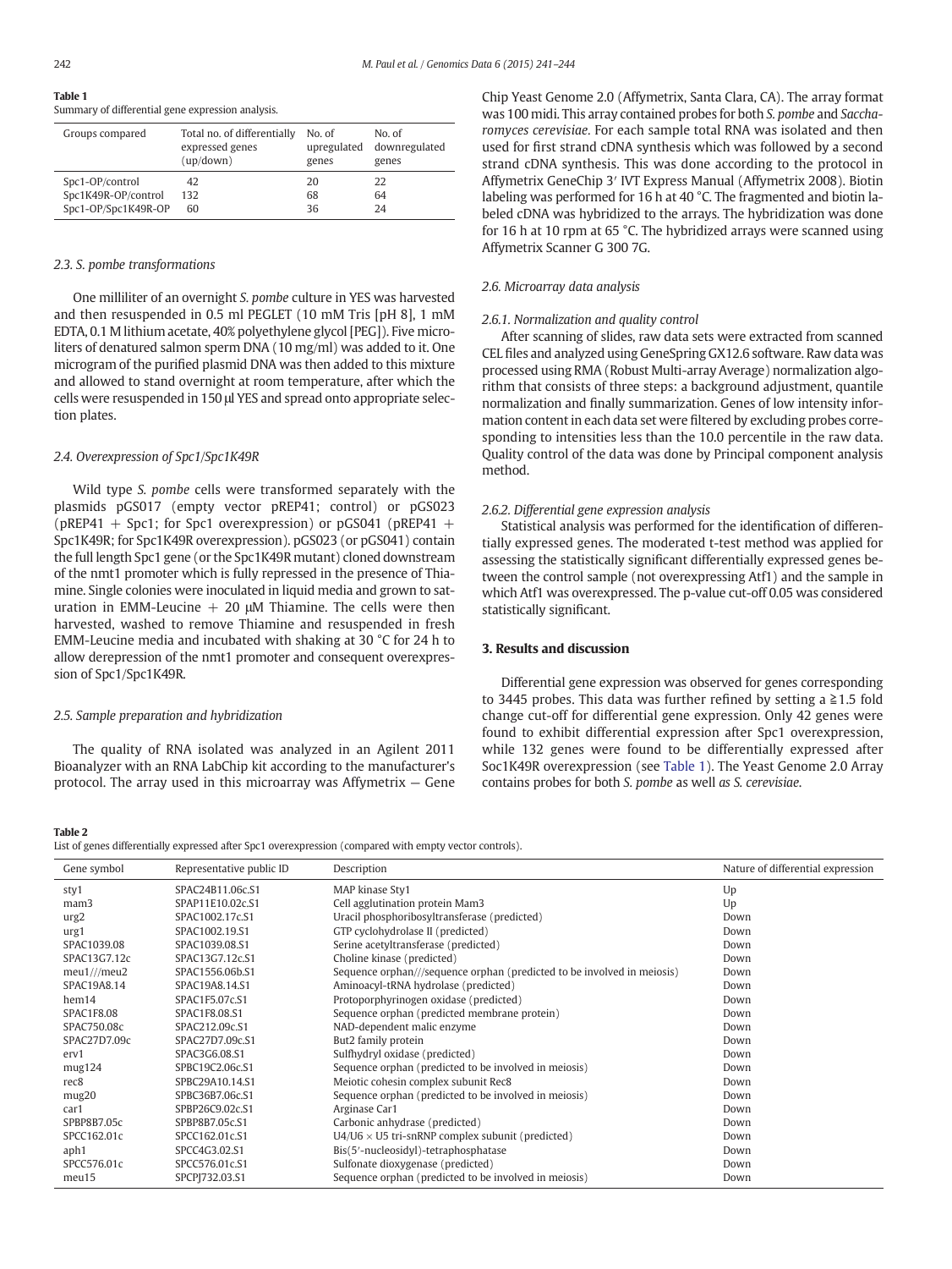**Table 1**
Summary of differential gene expression analysis.

| Groups compared | Total no. of differentially expressed genes (up/down) | No. of upregulated genes | No. of downregulated genes |
|---|---|---|---|
| Spc1-OP/control | 42 | 20 | 22 |
| Spc1K49R-OP/control | 132 | 68 | 64 |
| Spc1-OP/Spc1K49R-OP | 60 | 36 | 24 |

### 2.3. S. pombe transformations

One milliliter of an overnight *S. pombe* culture in YES was harvested and then resuspended in 0.5 ml PEGLET (10 mM Tris [pH 8], 1 mM EDTA, 0.1 M lithium acetate, 40% polyethylene glycol [PEG]). Five microliters of denatured salmon sperm DNA (10 mg/ml) was added to it. One microgram of the purified plasmid DNA was then added to this mixture and allowed to stand overnight at room temperature, after which the cells were resuspended in 150 μl YES and spread onto appropriate selection plates.

### 2.4. Overexpression of Spc1/Spc1K49R

Wild type *S. pombe* cells were transformed separately with the plasmids pGS017 (empty vector pREP41; control) or pGS023 (pREP41 + Spc1; for Spc1 overexpression) or pGS041 (pREP41 + Spc1K49R; for Spc1K49R overexpression). pGS023 (or pGS041) contain the full length Spc1 gene (or the Spc1K49R mutant) cloned downstream of the nmt1 promoter which is fully repressed in the presence of Thiamine. Single colonies were inoculated in liquid media and grown to saturation in EMM-Leucine + 20 μM Thiamine. The cells were then harvested, washed to remove Thiamine and resuspended in fresh EMM-Leucine media and incubated with shaking at 30 °C for 24 h to allow derepression of the nmt1 promoter and consequent overexpression of Spc1/Spc1K49R.

### 2.5. Sample preparation and hybridization

The quality of RNA isolated was analyzed in an Agilent 2011 Bioanalyzer with an RNA LabChip kit according to the manufacturer's protocol. The array used in this microarray was Affymetrix — Gene Chip Yeast Genome 2.0 (Affymetrix, Santa Clara, CA). The array format was 100 midi. This array contained probes for both *S. pombe* and *Saccharomyces cerevisiae*. For each sample total RNA was isolated and then used for first strand cDNA synthesis which was followed by a second strand cDNA synthesis. This was done according to the protocol in Affymetrix GeneChip 3′ IVT Express Manual (Affymetrix 2008). Biotin labeling was performed for 16 h at 40 °C. The fragmented and biotin labeled cDNA was hybridized to the arrays. The hybridization was done for 16 h at 10 rpm at 65 °C. The hybridized arrays were scanned using Affymetrix Scanner G 300 7G.

### 2.6. Microarray data analysis

#### 2.6.1. Normalization and quality control

After scanning of slides, raw data sets were extracted from scanned CEL files and analyzed using GeneSpring GX12.6 software. Raw data was processed using RMA (Robust Multi-array Average) normalization algorithm that consists of three steps: a background adjustment, quantile normalization and finally summarization. Genes of low intensity information content in each data set were filtered by excluding probes corresponding to intensities less than the 10.0 percentile in the raw data. Quality control of the data was done by Principal component analysis method.

#### 2.6.2. Differential gene expression analysis

Statistical analysis was performed for the identification of differentially expressed genes. The moderated t-test method was applied for assessing the statistically significant differentially expressed genes between the control sample (not overexpressing Atf1) and the sample in which Atf1 was overexpressed. The p-value cut-off 0.05 was considered statistically significant.

## 3. Results and discussion

Differential gene expression was observed for genes corresponding to 3445 probes. This data was further refined by setting a ≧1.5 fold change cut-off for differential gene expression. Only 42 genes were found to exhibit differential expression after Spc1 overexpression, while 132 genes were found to be differentially expressed after Soc1K49R overexpression (see Table 1). The Yeast Genome 2.0 Array contains probes for both *S. pombe* as well *as S. cerevisiae*.

**Table 2**
List of genes differentially expressed after Spc1 overexpression (compared with empty vector controls).

| Gene symbol | Representative public ID | Description | Nature of differential expression |
|---|---|---|---|
| sty1 | SPAC24B11.06c.S1 | MAP kinase Sty1 | Up |
| mam3 | SPAP11E10.02c.S1 | Cell agglutination protein Mam3 | Up |
| urg2 | SPAC1002.17c.S1 | Uracil phosphoribosyltransferase (predicted) | Down |
| urg1 | SPAC1002.19.S1 | GTP cyclohydrolase II (predicted) | Down |
| SPAC1039.08 | SPAC1039.08.S1 | Serine acetyltransferase (predicted) | Down |
| SPAC13G7.12c | SPAC13G7.12c.S1 | Choline kinase (predicted) | Down |
| meu1///meu2 | SPAC1556.06b.S1 | Sequence orphan///sequence orphan (predicted to be involved in meiosis) | Down |
| SPAC19A8.14 | SPAC19A8.14.S1 | Aminoacyl-tRNA hydrolase (predicted) | Down |
| hem14 | SPAC1F5.07c.S1 | Protoporphyrinogen oxidase (predicted) | Down |
| SPAC1F8.08 | SPAC1F8.08.S1 | Sequence orphan (predicted membrane protein) | Down |
| SPAC750.08c | SPAC212.09c.S1 | NAD-dependent malic enzyme | Down |
| SPAC27D7.09c | SPAC27D7.09c.S1 | But2 family protein | Down |
| erv1 | SPAC3G6.08.S1 | Sulfhydryl oxidase (predicted) | Down |
| mug124 | SPBC19C2.06c.S1 | Sequence orphan (predicted to be involved in meiosis) | Down |
| rec8 | SPBC29A10.14.S1 | Meiotic cohesin complex subunit Rec8 | Down |
| mug20 | SPBC36B7.06c.S1 | Sequence orphan (predicted to be involved in meiosis) | Down |
| car1 | SPBP26C9.02c.S1 | Arginase Car1 | Down |
| SPBP8B7.05c | SPBP8B7.05c.S1 | Carbonic anhydrase (predicted) | Down |
| SPCC162.01c | SPCC162.01c.S1 | U4/U6 × U5 tri-snRNP complex subunit (predicted) | Down |
| aph1 | SPCC4G3.02.S1 | Bis(5′-nucleosidyl)-tetraphosphatase | Down |
| SPCC576.01c | SPCC576.01c.S1 | Sulfonate dioxygenase (predicted) | Down |
| meu15 | SPCPJ732.03.S1 | Sequence orphan (predicted to be involved in meiosis) | Down |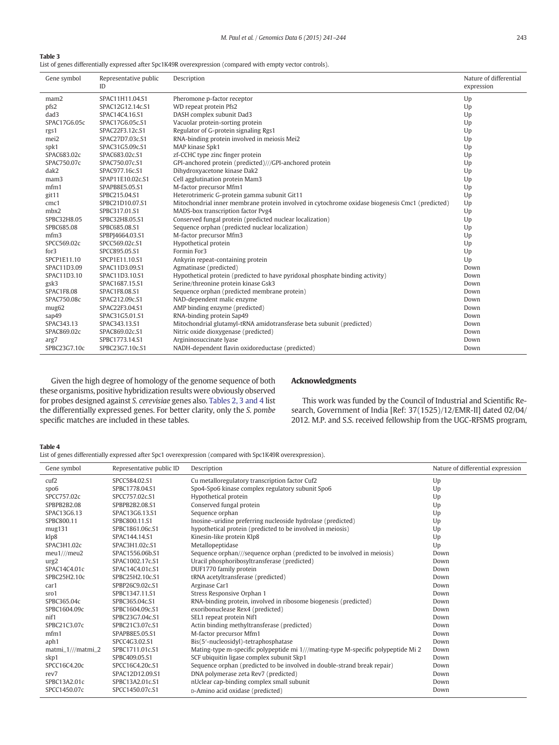**Table 3**
List of genes differentially expressed after Spc1K49R overexpression (compared with empty vector controls).

| Gene symbol | Representative public ID | Description | Nature of differential expression |
|---|---|---|---|
| mam2 | SPAC11H11.04.S1 | Pheromone p-factor receptor | Up |
| pfs2 | SPAC12G12.14c.S1 | WD repeat protein Pfs2 | Up |
| dad3 | SPAC14C4.16.S1 | DASH complex subunit Dad3 | Up |
| SPAC17G6.05c | SPAC17G6.05c.S1 | Vacuolar protein-sorting protein | Up |
| rgs1 | SPAC22F3.12c.S1 | Regulator of G-protein signaling Rgs1 | Up |
| mei2 | SPAC27D7.03c.S1 | RNA-binding protein involved in meiosis Mei2 | Up |
| spk1 | SPAC31G5.09c.S1 | MAP kinase Spk1 | Up |
| SPAC683.02c | SPAC683.02c.S1 | zf-CCHC type zinc finger protein | Up |
| SPAC750.07c | SPAC750.07c.S1 | GPI-anchored protein (predicted)///GPI-anchored protein | Up |
| dak2 | SPAC977.16c.S1 | Dihydroxyacetone kinase Dak2 | Up |
| mam3 | SPAP11E10.02c.S1 | Cell agglutination protein Mam3 | Up |
| mfm1 | SPAPB8E5.05.S1 | M-factor precursor Mfm1 | Up |
| git11 | SPBC215.04.S1 | Heterotrimeric G-protein gamma subunit Git11 | Up |
| cmc1 | SPBC21D10.07.S1 | Mitochondrial inner membrane protein involved in cytochrome oxidase biogenesis Cmc1 (predicted) | Up |
| mbx2 | SPBC317.01.S1 | MADS-box transcription factor Pvg4 | Up |
| SPBC32H8.05 | SPBC32H8.05.S1 | Conserved fungal protein (predicted nuclear localization) | Up |
| SPBC685.08 | SPBC685.08.S1 | Sequence orphan (predicted nuclear localization) | Up |
| mfm3 | SPBPJ4664.03.S1 | M-factor precursor Mfm3 | Up |
| SPCC569.02c | SPCC569.02c.S1 | Hypothetical protein | Up |
| for3 | SPCC895.05.S1 | Formin For3 | Up |
| SPCP1E11.10 | SPCP1E11.10.S1 | Ankyrin repeat-containing protein | Up |
| SPAC11D3.09 | SPAC11D3.09.S1 | Agmatinase (predicted) | Down |
| SPAC11D3.10 | SPAC11D3.10.S1 | Hypothetical protein (predicted to have pyridoxal phosphate binding activity) | Down |
| gsk3 | SPAC1687.15.S1 | Serine/threonine protein kinase Gsk3 | Down |
| SPAC1F8.08 | SPAC1F8.08.S1 | Sequence orphan (predicted membrane protein) | Down |
| SPAC750.08c | SPAC212.09c.S1 | NAD-dependent malic enzyme | Down |
| mug62 | SPAC22F3.04.S1 | AMP binding enzyme (predicted) | Down |
| sap49 | SPAC31G5.01.S1 | RNA-binding protein Sap49 | Down |
| SPAC343.13 | SPAC343.13.S1 | Mitochondrial glutamyl-tRNA amidotransferase beta subunit (predicted) | Down |
| SPAC869.02c | SPAC869.02c.S1 | Nitric oxide dioxygenase (predicted) | Down |
| arg7 | SPBC1773.14.S1 | Argininosuccinate lyase | Down |
| SPBC23G7.10c | SPBC23G7.10c.S1 | NADH-dependent flavin oxidoreductase (predicted) | Down |

Given the high degree of homology of the genome sequence of both these organisms, positive hybridization results were obviously observed for probes designed against *S. cerevisiae* genes also. Tables 2, 3 and 4 list the differentially expressed genes. For better clarity, only the *S. pombe* specific matches are included in these tables.

## Acknowledgments

This work was funded by the Council of Industrial and Scientific Research, Government of India [Ref: 37(1525)/12/EMR-II] dated 02/04/2012. M.P. and S.S. received fellowship from the UGC-RFSMS program,

**Table 4**
List of genes differentially expressed after Spc1 overexpression (compared with Spc1K49R overexpression).

| Gene symbol | Representative public ID | Description | Nature of differential expression |
|---|---|---|---|
| cuf2 | SPCC584.02.S1 | Cu metalloregulatory transcription factor Cuf2 | Up |
| spo6 | SPBC1778.04.S1 | Spo4-Spo6 kinase complex regulatory subunit Spo6 | Up |
| SPCC757.02c | SPCC757.02c.S1 | Hypothetical protein | Up |
| SPBPB2B2.08 | SPBPB2B2.08.S1 | Conserved fungal protein | Up |
| SPAC13G6.13 | SPAC13G6.13.S1 | Sequence orphan | Up |
| SPBC800.11 | SPBC800.11.S1 | Inosine–uridine preferring nucleoside hydrolase (predicted) | Up |
| mug131 | SPBC1861.06c.S1 | hypothetical protein (predicted to be involved in meiosis) | Up |
| klp8 | SPAC144.14.S1 | Kinesin-like protein Klp8 | Up |
| SPAC3H1.02c | SPAC3H1.02c.S1 | Metallopeptidase | Up |
| meu1///meu2 | SPAC1556.06b.S1 | Sequence orphan///sequence orphan (predicted to be involved in meiosis) | Down |
| urg2 | SPAC1002.17c.S1 | Uracil phosphoribosyltransferase (predicted) | Down |
| SPAC14C4.01c | SPAC14C4.01c.S1 | DUF1770 family protein | Down |
| SPBC25H2.10c | SPBC25H2.10c.S1 | tRNA acetyltransferase (predicted) | Down |
| car1 | SPBP26C9.02c.S1 | Arginase Car1 | Down |
| sro1 | SPBC1347.11.S1 | Stress Responsive Orphan 1 | Down |
| SPBC365.04c | SPBC365.04c.S1 | RNA-binding protein, involved in ribosome biogenesis (predicted) | Down |
| SPBC1604.09c | SPBC1604.09c.S1 | exoribonuclease Rex4 (predicted) | Down |
| nif1 | SPBC23G7.04c.S1 | SEL1 repeat protein Nif1 | Down |
| SPBC21C3.07c | SPBC21C3.07c.S1 | Actin binding methyltransferase (predicted) | Down |
| mfm1 | SPAPB8E5.05.S1 | M-factor precursor Mfm1 | Down |
| aph1 | SPCC4G3.02.S1 | Bis(5′-nucleosidyl)-tetraphosphatase | Down |
| matmi_1///matmi_2 | SPBC1711.01c.S1 | Mating-type m-specific polypeptide mi 1///mating-type M-specific polypeptide Mi 2 | Down |
| skp1 | SPBC409.05.S1 | SCF ubiquitin ligase complex subunit Skp1 | Down |
| SPCC16C4.20c | SPCC16C4.20c.S1 | Sequence orphan (predicted to be involved in double-strand break repair) | Down |
| rev7 | SPAC12D12.09.S1 | DNA polymerase zeta Rev7 (predicted) | Down |
| SPBC13A2.01c | SPBC13A2.01c.S1 | nUclear cap-binding complex small subunit | Down |
| SPCC1450.07c | SPCC1450.07c.S1 | D-Amino acid oxidase (predicted) | Down |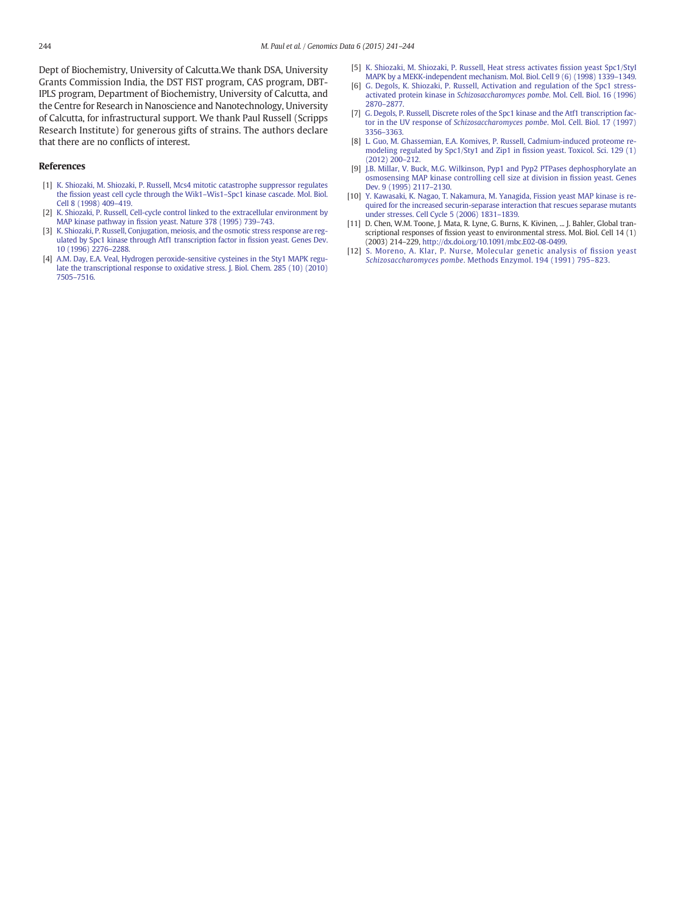Dept of Biochemistry, University of Calcutta.We thank DSA, University Grants Commission India, the DST FIST program, CAS program, DBT-IPLS program, Department of Biochemistry, University of Calcutta, and the Centre for Research in Nanoscience and Nanotechnology, University of Calcutta, for infrastructural support. We thank Paul Russell (Scripps Research Institute) for generous gifts of strains. The authors declare that there are no conflicts of interest.

## References

[1] K. Shiozaki, M. Shiozaki, P. Russell, Mcs4 mitotic catastrophe suppressor regulates the fission yeast cell cycle through the Wik1–Wis1–Spc1 kinase cascade. Mol. Biol. Cell 8 (1998) 409–419.

[2] K. Shiozaki, P. Russell, Cell-cycle control linked to the extracellular environment by MAP kinase pathway in fission yeast. Nature 378 (1995) 739–743.

[3] K. Shiozaki, P. Russell, Conjugation, meiosis, and the osmotic stress response are regulated by Spc1 kinase through Atf1 transcription factor in fission yeast. Genes Dev. 10 (1996) 2276–2288.

[4] A.M. Day, E.A. Veal, Hydrogen peroxide-sensitive cysteines in the Sty1 MAPK regulate the transcriptional response to oxidative stress. J. Biol. Chem. 285 (10) (2010) 7505–7516.

[5] K. Shiozaki, M. Shiozaki, P. Russell, Heat stress activates fission yeast Spc1/StyI MAPK by a MEKK-independent mechanism. Mol. Biol. Cell 9 (6) (1998) 1339–1349.

[6] G. Degols, K. Shiozaki, P. Russell, Activation and regulation of the Spc1 stress-activated protein kinase in *Schizosaccharomyces pombe*. Mol. Cell. Biol. 16 (1996) 2870–2877.

[7] G. Degols, P. Russell, Discrete roles of the Spc1 kinase and the Atf1 transcription factor in the UV response of *Schizosaccharomyces pombe*. Mol. Cell. Biol. 17 (1997) 3356–3363.

[8] L. Guo, M. Ghassemian, E.A. Komives, P. Russell, Cadmium-induced proteome remodeling regulated by Spc1/Sty1 and Zip1 in fission yeast. Toxicol. Sci. 129 (1) (2012) 200–212.

[9] J.B. Millar, V. Buck, M.G. Wilkinson, Pyp1 and Pyp2 PTPases dephosphorylate an osmosensing MAP kinase controlling cell size at division in fission yeast. Genes Dev. 9 (1995) 2117–2130.

[10] Y. Kawasaki, K. Nagao, T. Nakamura, M. Yanagida, Fission yeast MAP kinase is required for the increased securin-separase interaction that rescues separase mutants under stresses. Cell Cycle 5 (2006) 1831–1839.

[11] D. Chen, W.M. Toone, J. Mata, R. Lyne, G. Burns, K. Kivinen, ... J. Bahler, Global transcriptional responses of fission yeast to environmental stress. Mol. Biol. Cell 14 (1) (2003) 214–229, http://dx.doi.org/10.1091/mbc.E02-08-0499.

[12] S. Moreno, A. Klar, P. Nurse, Molecular genetic analysis of fission yeast *Schizosaccharomyces pombe*. Methods Enzymol. 194 (1991) 795–823.